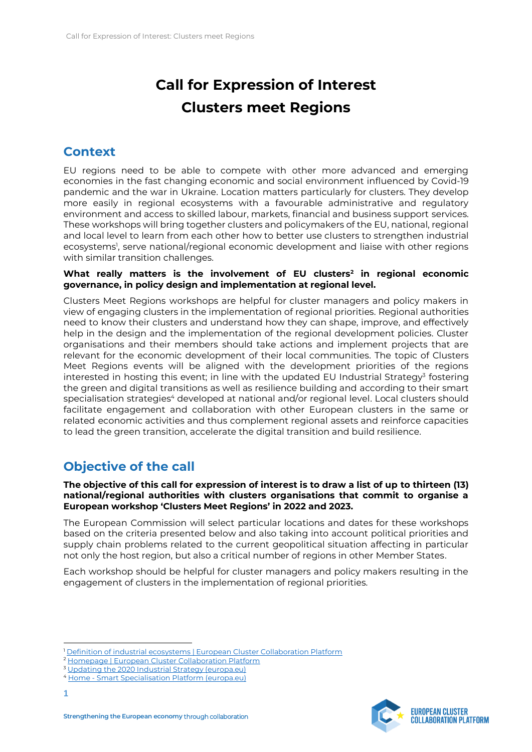# Call for Expression of Interest
# Clusters meet Regions

## Context

EU regions need to be able to compete with other more advanced and emerging economies in the fast changing economic and social environment influenced by Covid-19 pandemic and the war in Ukraine. Location matters particularly for clusters. They develop more easily in regional ecosystems with a favourable administrative and regulatory environment and access to skilled labour, markets, financial and business support services. These workshops will bring together clusters and policymakers of the EU, national, regional and local level to learn from each other how to better use clusters to strengthen industrial ecosystems[1], serve national/regional economic development and liaise with other regions with similar transition challenges.

**What really matters is the involvement of EU clusters[2] in regional economic governance, in policy design and implementation at regional level.**

Clusters Meet Regions workshops are helpful for cluster managers and policy makers in view of engaging clusters in the implementation of regional priorities. Regional authorities need to know their clusters and understand how they can shape, improve, and effectively help in the design and the implementation of the regional development policies. Cluster organisations and their members should take actions and implement projects that are relevant for the economic development of their local communities. The topic of Clusters Meet Regions events will be aligned with the development priorities of the regions interested in hosting this event; in line with the updated EU Industrial Strategy[3] fostering the green and digital transitions as well as resilience building and according to their smart specialisation strategies[4] developed at national and/or regional level. Local clusters should facilitate engagement and collaboration with other European clusters in the same or related economic activities and thus complement regional assets and reinforce capacities to lead the green transition, accelerate the digital transition and build resilience.

## Objective of the call

**The objective of this call for expression of interest is to draw a list of up to thirteen (13) national/regional authorities with clusters organisations that commit to organise a European workshop 'Clusters Meet Regions' in 2022 and 2023.**

The European Commission will select particular locations and dates for these workshops based on the criteria presented below and also taking into account political priorities and supply chain problems related to the current geopolitical situation affecting in particular not only the host region, but also a critical number of regions in other Member States.

Each workshop should be helpful for cluster managers and policy makers resulting in the engagement of clusters in the implementation of regional priorities.

---

[1] Definition of industrial ecosystems | European Cluster Collaboration Platform
[2] Homepage | European Cluster Collaboration Platform
[3] Updating the 2020 Industrial Strategy (europa.eu)
[4] Home - Smart Specialisation Platform (europa.eu)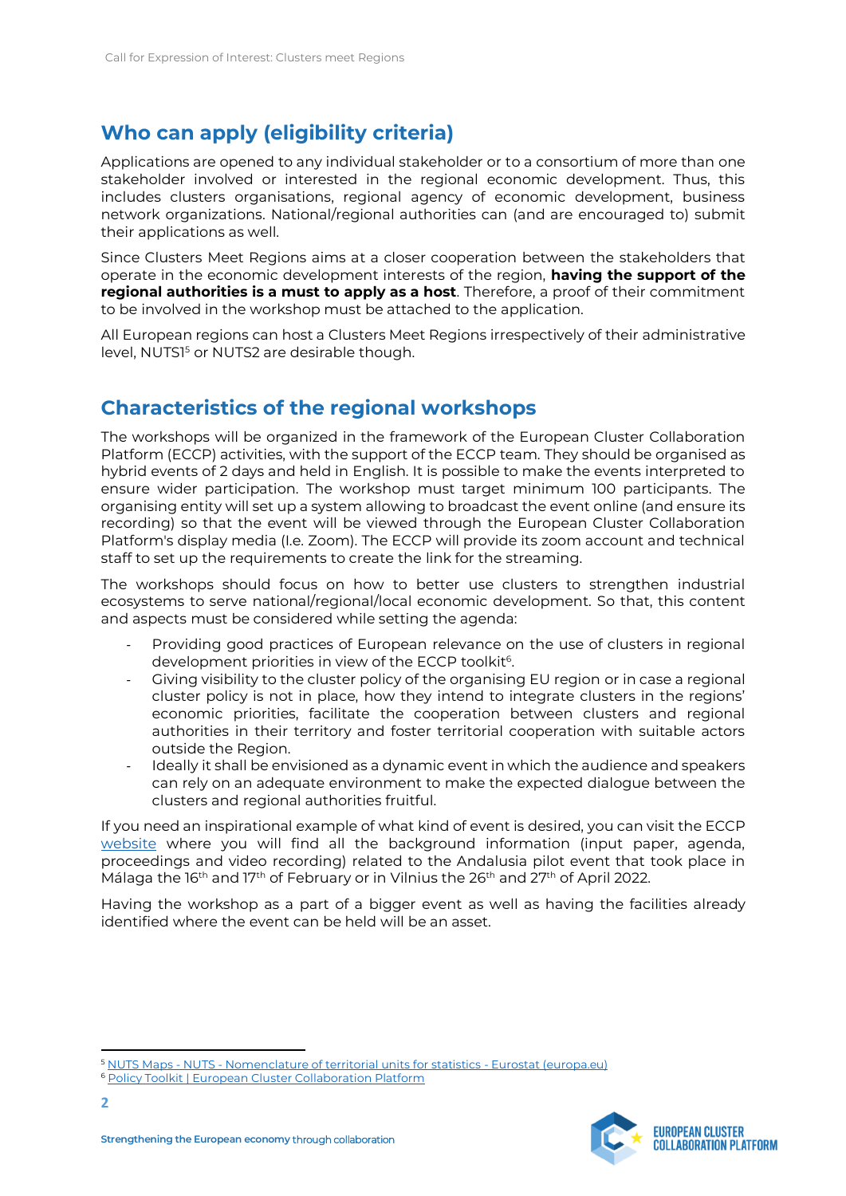## Who can apply (eligibility criteria)

Applications are opened to any individual stakeholder or to a consortium of more than one stakeholder involved or interested in the regional economic development. Thus, this includes clusters organisations, regional agency of economic development, business network organizations. National/regional authorities can (and are encouraged to) submit their applications as well.

Since Clusters Meet Regions aims at a closer cooperation between the stakeholders that operate in the economic development interests of the region, **having the support of the regional authorities is a must to apply as a host**. Therefore, a proof of their commitment to be involved in the workshop must be attached to the application.

All European regions can host a Clusters Meet Regions irrespectively of their administrative level, NUTS1[5] or NUTS2 are desirable though.

## Characteristics of the regional workshops

The workshops will be organized in the framework of the European Cluster Collaboration Platform (ECCP) activities, with the support of the ECCP team. They should be organised as hybrid events of 2 days and held in English. It is possible to make the events interpreted to ensure wider participation. The workshop must target minimum 100 participants. The organising entity will set up a system allowing to broadcast the event online (and ensure its recording) so that the event will be viewed through the European Cluster Collaboration Platform's display media (I.e. Zoom). The ECCP will provide its zoom account and technical staff to set up the requirements to create the link for the streaming.

The workshops should focus on how to better use clusters to strengthen industrial ecosystems to serve national/regional/local economic development. So that, this content and aspects must be considered while setting the agenda:

- Providing good practices of European relevance on the use of clusters in regional development priorities in view of the ECCP toolkit[6].
- Giving visibility to the cluster policy of the organising EU region or in case a regional cluster policy is not in place, how they intend to integrate clusters in the regions' economic priorities, facilitate the cooperation between clusters and regional authorities in their territory and foster territorial cooperation with suitable actors outside the Region.
- Ideally it shall be envisioned as a dynamic event in which the audience and speakers can rely on an adequate environment to make the expected dialogue between the clusters and regional authorities fruitful.

If you need an inspirational example of what kind of event is desired, you can visit the ECCP website where you will find all the background information (input paper, agenda, proceedings and video recording) related to the Andalusia pilot event that took place in Málaga the 16th and 17th of February or in Vilnius the 26th and 27th of April 2022.

Having the workshop as a part of a bigger event as well as having the facilities already identified where the event can be held will be an asset.

[5] NUTS Maps - NUTS - Nomenclature of territorial units for statistics - Eurostat (europa.eu)

[6] Policy Toolkit | European Cluster Collaboration Platform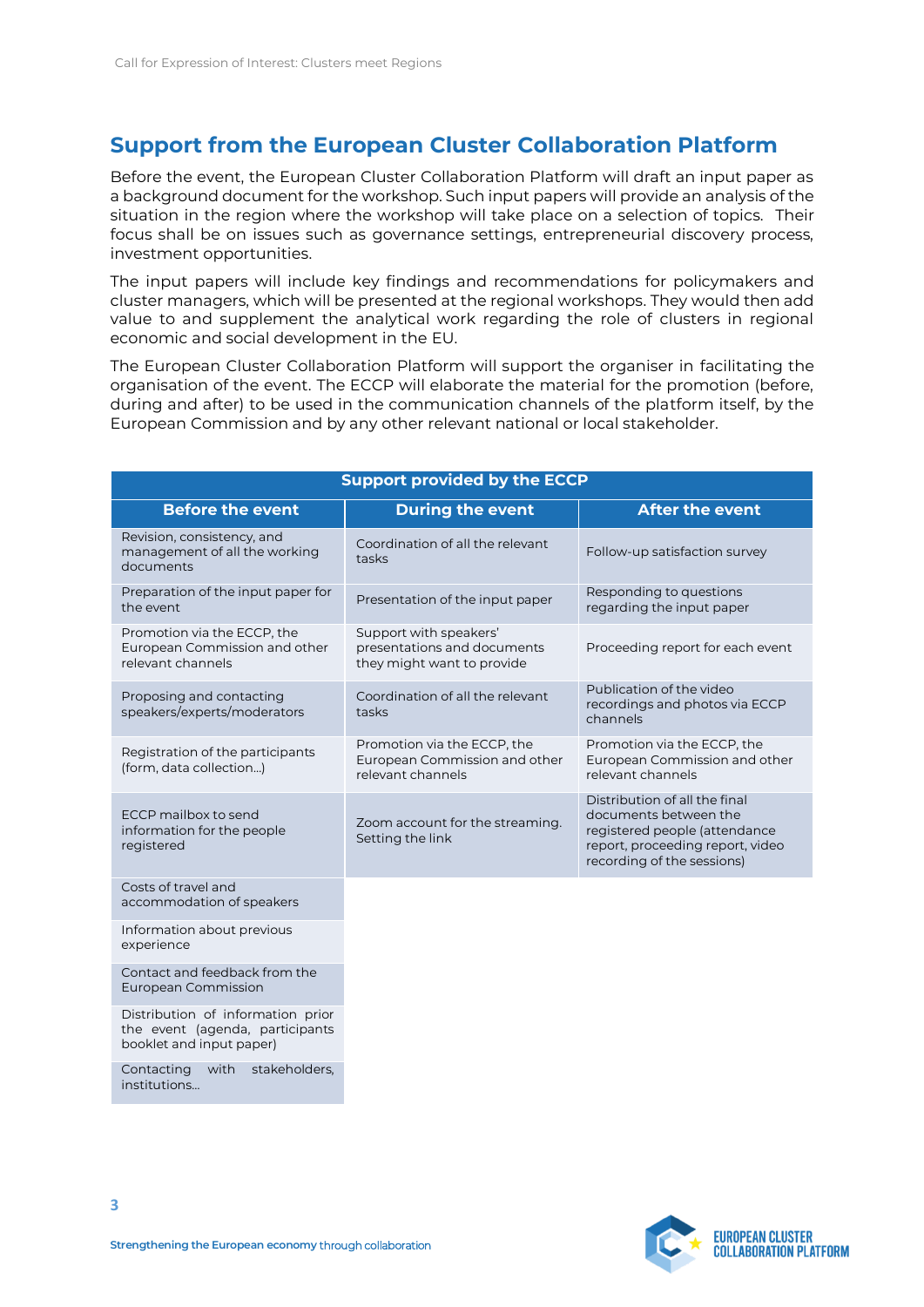## Support from the European Cluster Collaboration Platform

Before the event, the European Cluster Collaboration Platform will draft an input paper as a background document for the workshop. Such input papers will provide an analysis of the situation in the region where the workshop will take place on a selection of topics. Their focus shall be on issues such as governance settings, entrepreneurial discovery process, investment opportunities.

The input papers will include key findings and recommendations for policymakers and cluster managers, which will be presented at the regional workshops. They would then add value to and supplement the analytical work regarding the role of clusters in regional economic and social development in the EU.

The European Cluster Collaboration Platform will support the organiser in facilitating the organisation of the event. The ECCP will elaborate the material for the promotion (before, during and after) to be used in the communication channels of the platform itself, by the European Commission and by any other relevant national or local stakeholder.

| Support provided by the ECCP | | |
|---|---|---|
| **Before the event** | **During the event** | **After the event** |
| Revision, consistency, and management of all the working documents | Coordination of all the relevant tasks | Follow-up satisfaction survey |
| Preparation of the input paper for the event | Presentation of the input paper | Responding to questions regarding the input paper |
| Promotion via the ECCP, the European Commission and other relevant channels | Support with speakers' presentations and documents they might want to provide | Proceeding report for each event |
| Proposing and contacting speakers/experts/moderators | Coordination of all the relevant tasks | Publication of the video recordings and photos via ECCP channels |
| Registration of the participants (form, data collection…) | Promotion via the ECCP, the European Commission and other relevant channels | Promotion via the ECCP, the European Commission and other relevant channels |
| ECCP mailbox to send information for the people registered | Zoom account for the streaming. Setting the link | Distribution of all the final documents between the registered people (attendance report, proceeding report, video recording of the sessions) |
| Costs of travel and accommodation of speakers | | |
| Information about previous experience | | |
| Contact and feedback from the European Commission | | |
| Distribution of information prior the event (agenda, participants booklet and input paper) | | |
| Contacting with stakeholders, institutions… | | |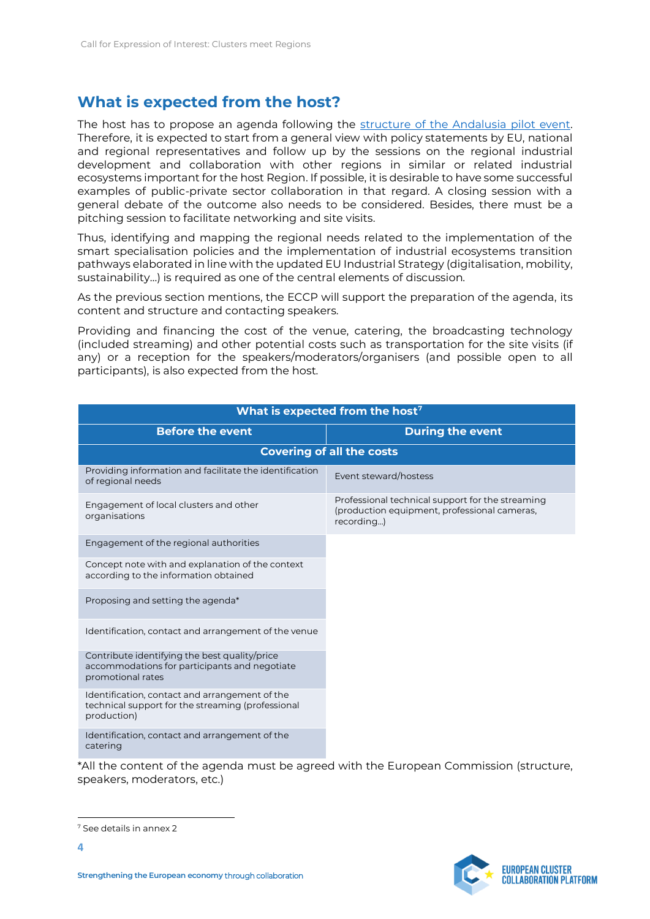## What is expected from the host?

The host has to propose an agenda following the [structure of the Andalusia pilot event](). Therefore, it is expected to start from a general view with policy statements by EU, national and regional representatives and follow up by the sessions on the regional industrial development and collaboration with other regions in similar or related industrial ecosystems important for the host Region. If possible, it is desirable to have some successful examples of public-private sector collaboration in that regard. A closing session with a general debate of the outcome also needs to be considered. Besides, there must be a pitching session to facilitate networking and site visits.

Thus, identifying and mapping the regional needs related to the implementation of the smart specialisation policies and the implementation of industrial ecosystems transition pathways elaborated in line with the updated EU Industrial Strategy (digitalisation, mobility, sustainability…) is required as one of the central elements of discussion.

As the previous section mentions, the ECCP will support the preparation of the agenda, its content and structure and contacting speakers.

Providing and financing the cost of the venue, catering, the broadcasting technology (included streaming) and other potential costs such as transportation for the site visits (if any) or a reception for the speakers/moderators/organisers (and possible open to all participants), is also expected from the host.

| What is expected from the host[7] | |
|---|---|
| **Before the event** | **During the event** |
| **Covering of all the costs** | |
| Providing information and facilitate the identification of regional needs | Event steward/hostess |
| Engagement of local clusters and other organisations | Professional technical support for the streaming (production equipment, professional cameras, recording…) |
| Engagement of the regional authorities | |
| Concept note with and explanation of the context according to the information obtained | |
| Proposing and setting the agenda* | |
| Identification, contact and arrangement of the venue | |
| Contribute identifying the best quality/price accommodations for participants and negotiate promotional rates | |
| Identification, contact and arrangement of the technical support for the streaming (professional production) | |
| Identification, contact and arrangement of the catering | |

*All the content of the agenda must be agreed with the European Commission (structure, speakers, moderators, etc.)

[7] See details in annex 2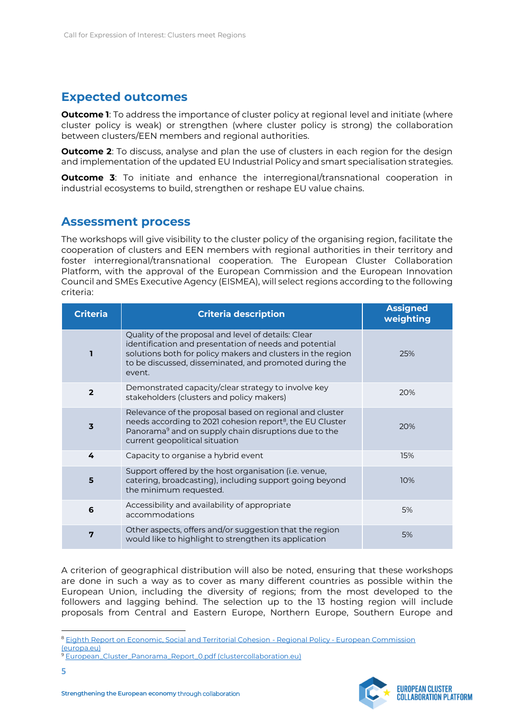## Expected outcomes

**Outcome 1**: To address the importance of cluster policy at regional level and initiate (where cluster policy is weak) or strengthen (where cluster policy is strong) the collaboration between clusters/EEN members and regional authorities.

**Outcome 2**: To discuss, analyse and plan the use of clusters in each region for the design and implementation of the updated EU Industrial Policy and smart specialisation strategies.

**Outcome 3**: To initiate and enhance the interregional/transnational cooperation in industrial ecosystems to build, strengthen or reshape EU value chains.

## Assessment process

The workshops will give visibility to the cluster policy of the organising region, facilitate the cooperation of clusters and EEN members with regional authorities in their territory and foster interregional/transnational cooperation. The European Cluster Collaboration Platform, with the approval of the European Commission and the European Innovation Council and SMEs Executive Agency (EISMEA), will select regions according to the following criteria:

| Criteria | Criteria description | Assigned weighting |
|---|---|---|
| **1** | Quality of the proposal and level of details: Clear identification and presentation of needs and potential solutions both for policy makers and clusters in the region to be discussed, disseminated, and promoted during the event. | 25% |
| **2** | Demonstrated capacity/clear strategy to involve key stakeholders (clusters and policy makers) | 20% |
| **3** | Relevance of the proposal based on regional and cluster needs according to 2021 cohesion report[8], the EU Cluster Panorama[9] and on supply chain disruptions due to the current geopolitical situation | 20% |
| **4** | Capacity to organise a hybrid event | 15% |
| **5** | Support offered by the host organisation (i.e. venue, catering, broadcasting), including support going beyond the minimum requested. | 10% |
| **6** | Accessibility and availability of appropriate accommodations | 5% |
| **7** | Other aspects, offers and/or suggestion that the region would like to highlight to strengthen its application | 5% |

A criterion of geographical distribution will also be noted, ensuring that these workshops are done in such a way as to cover as many different countries as possible within the European Union, including the diversity of regions; from the most developed to the followers and lagging behind. The selection up to the 13 hosting region will include proposals from Central and Eastern Europe, Northern Europe, Southern Europe and

[8] Eighth Report on Economic, Social and Territorial Cohesion - Regional Policy - European Commission (europa.eu)

[9] European_Cluster_Panorama_Report_0.pdf (clustercollaboration.eu)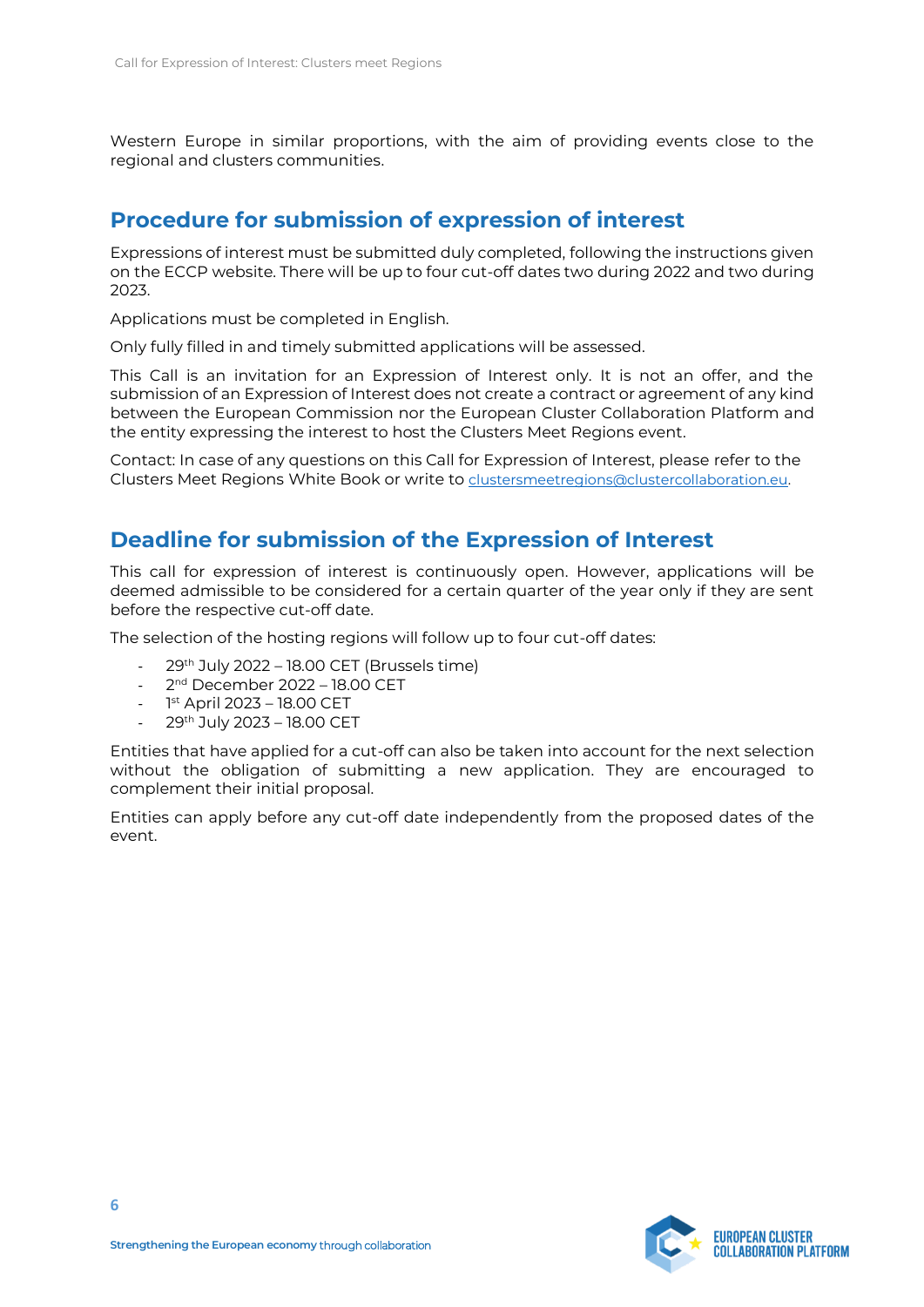Western Europe in similar proportions, with the aim of providing events close to the regional and clusters communities.

## Procedure for submission of expression of interest

Expressions of interest must be submitted duly completed, following the instructions given on the ECCP website. There will be up to four cut-off dates two during 2022 and two during 2023.

Applications must be completed in English.

Only fully filled in and timely submitted applications will be assessed.

This Call is an invitation for an Expression of Interest only. It is not an offer, and the submission of an Expression of Interest does not create a contract or agreement of any kind between the European Commission nor the European Cluster Collaboration Platform and the entity expressing the interest to host the Clusters Meet Regions event.

Contact: In case of any questions on this Call for Expression of Interest, please refer to the Clusters Meet Regions White Book or write to clustersmeetregions@clustercollaboration.eu.

## Deadline for submission of the Expression of Interest

This call for expression of interest is continuously open. However, applications will be deemed admissible to be considered for a certain quarter of the year only if they are sent before the respective cut-off date.

The selection of the hosting regions will follow up to four cut-off dates:

- 29th July 2022 – 18.00 CET (Brussels time)
- 2nd December 2022 – 18.00 CET
- 1st April 2023 – 18.00 CET
- 29th July 2023 – 18.00 CET

Entities that have applied for a cut-off can also be taken into account for the next selection without the obligation of submitting a new application. They are encouraged to complement their initial proposal.

Entities can apply before any cut-off date independently from the proposed dates of the event.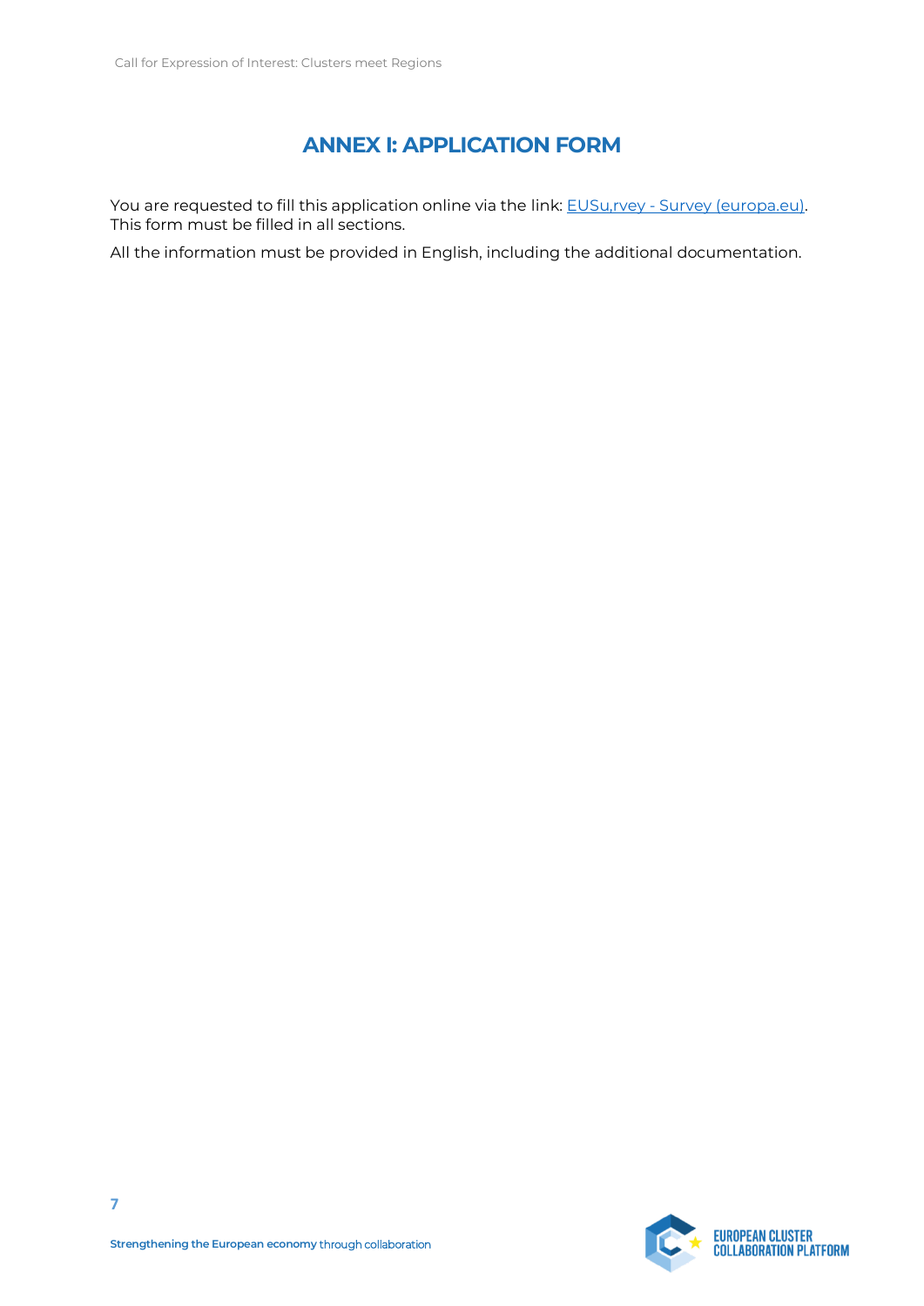# ANNEX I: APPLICATION FORM

You are requested to fill this application online via the link: [EUSu,rvey - Survey (europa.eu)](). This form must be filled in all sections.

All the information must be provided in English, including the additional documentation.